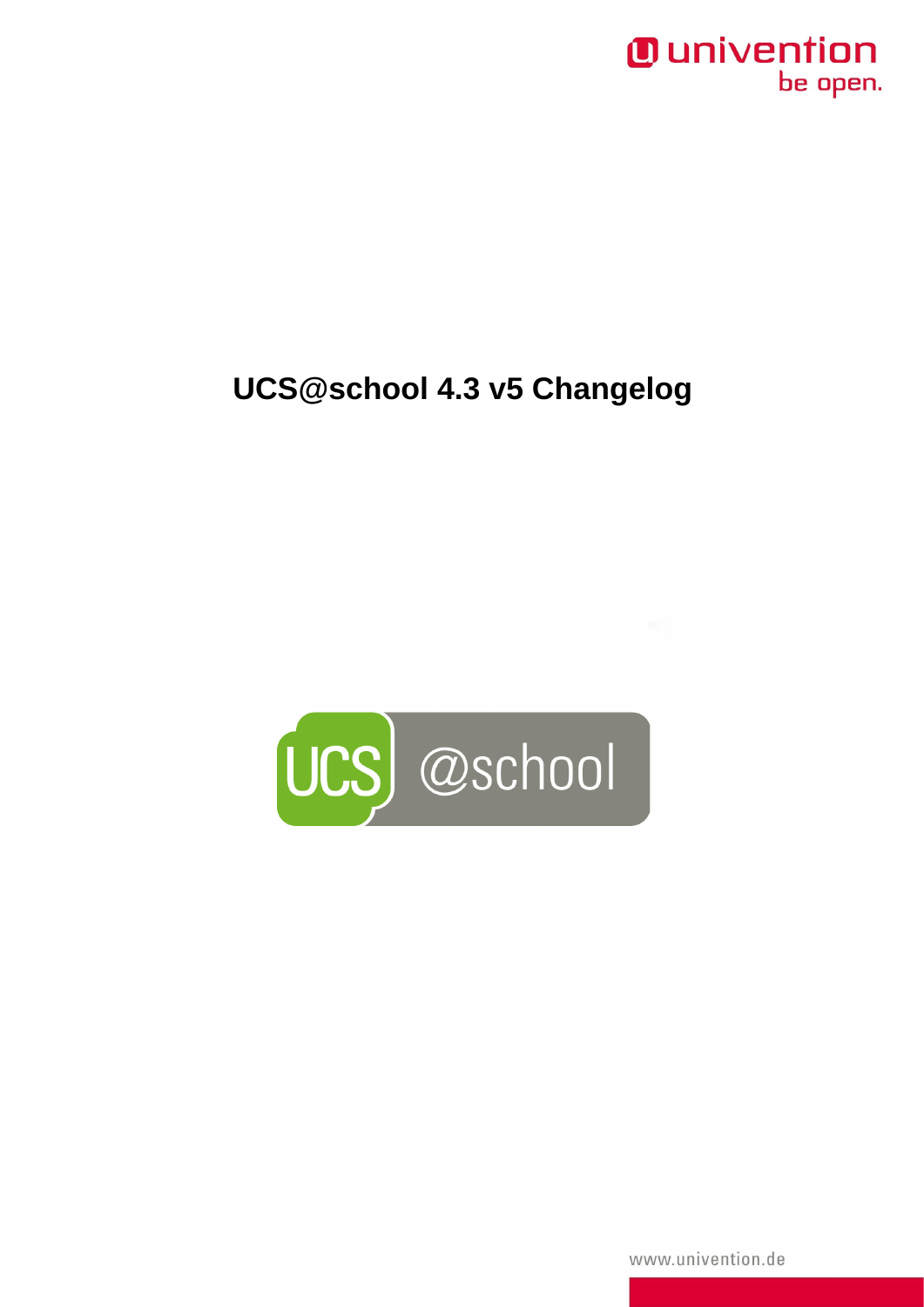# UCS@school 4.3 v5 Changelog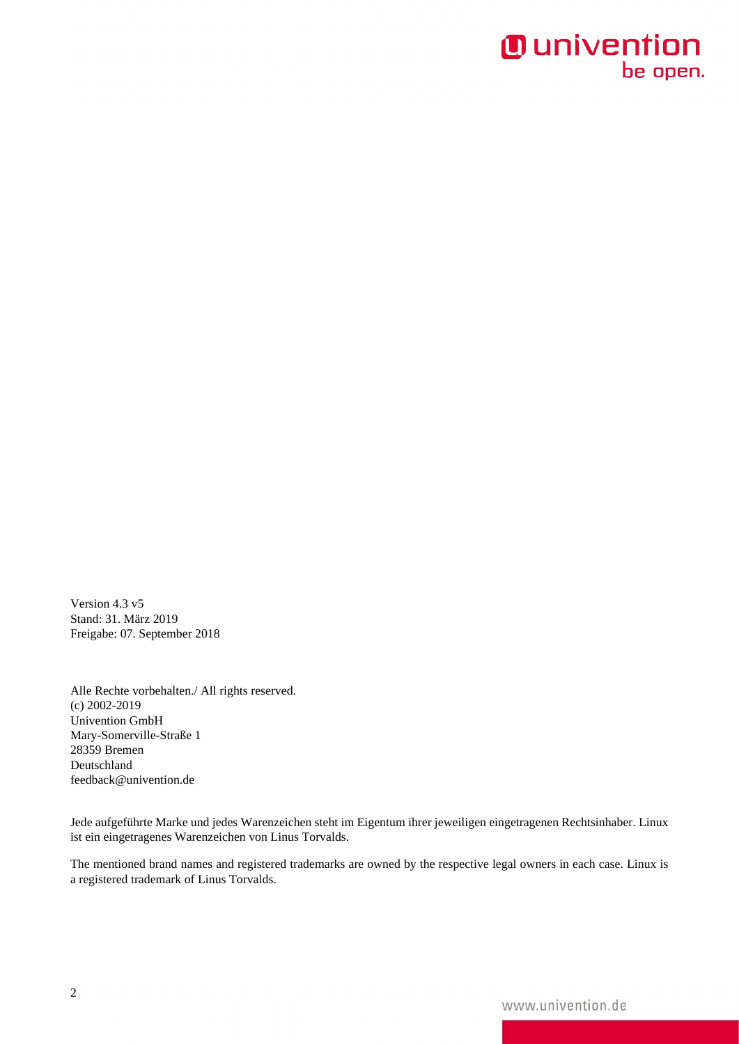Version 4.3 v5
Stand: 31. März 2019
Freigabe: 07. September 2018

Alle Rechte vorbehalten./ All rights reserved.
(c) 2002-2019
Univention GmbH
Mary-Somerville-Straße 1
28359 Bremen
Deutschland
feedback@univention.de

Jede aufgeführte Marke und jedes Warenzeichen steht im Eigentum ihrer jeweiligen eingetragenen Rechtsinhaber. Linux ist ein eingetragenes Warenzeichen von Linus Torvalds.

The mentioned brand names and registered trademarks are owned by the respective legal owners in each case. Linux is a registered trademark of Linus Torvalds.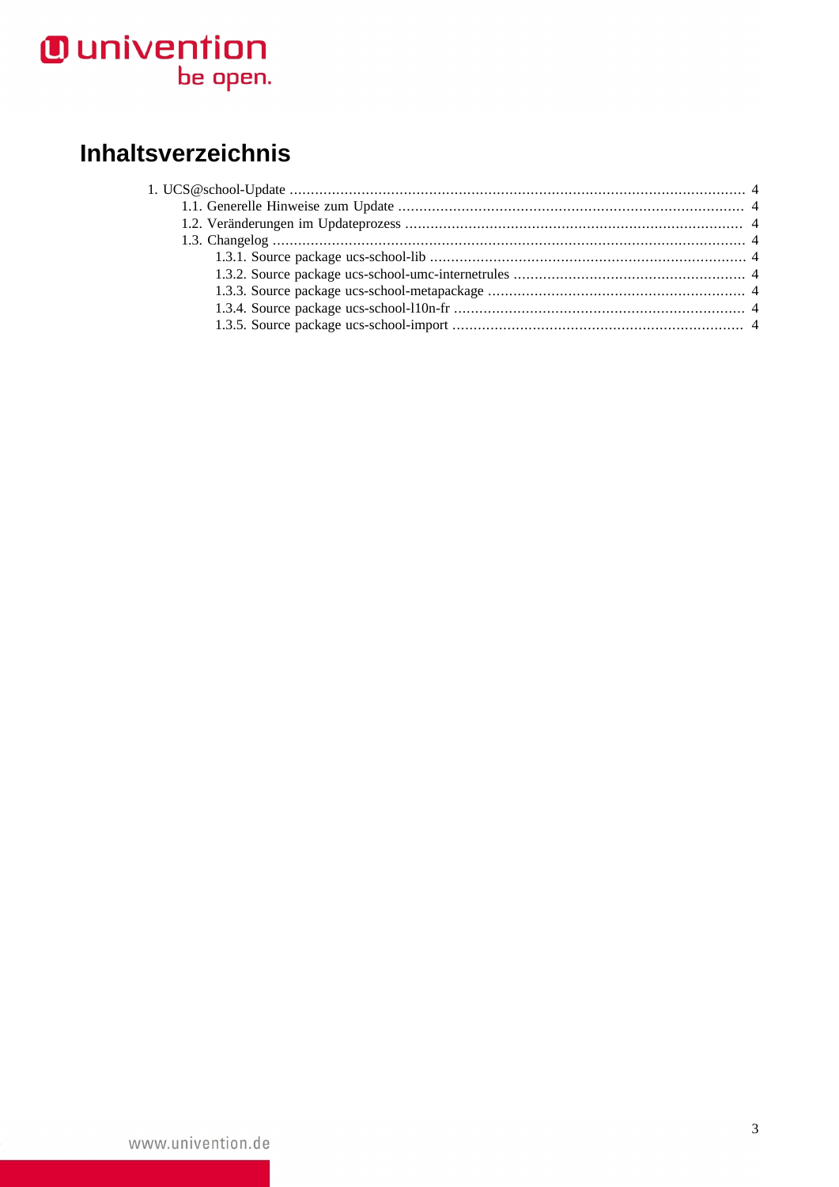# Inhaltsverzeichnis

1. UCS@school-Update ... 4
   - 1.1. Generelle Hinweise zum Update ... 4
   - 1.2. Veränderungen im Updateprozess ... 4
   - 1.3. Changelog ... 4
     - 1.3.1. Source package ucs-school-lib ... 4
     - 1.3.2. Source package ucs-school-umc-internetrules ... 4
     - 1.3.3. Source package ucs-school-metapackage ... 4
     - 1.3.4. Source package ucs-school-l10n-fr ... 4
     - 1.3.5. Source package ucs-school-import ... 4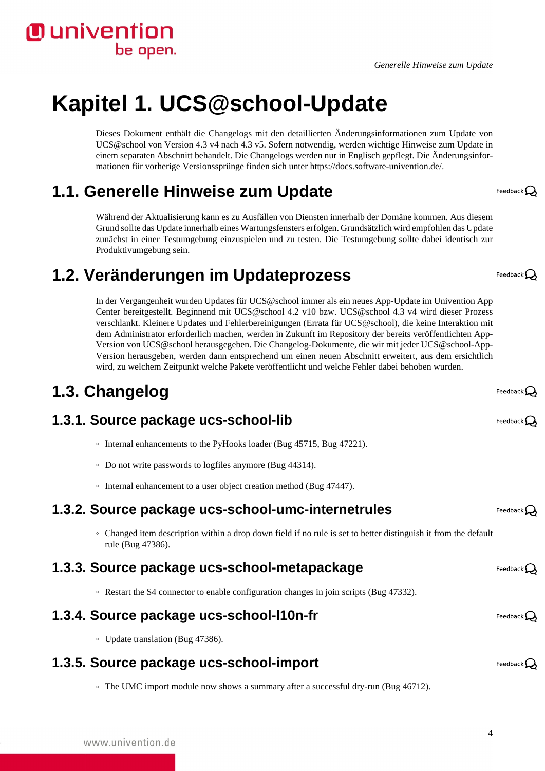# Kapitel 1. UCS@school-Update

Dieses Dokument enthält die Changelogs mit den detaillierten Änderungsinformationen zum Update von UCS@school von Version 4.3 v4 nach 4.3 v5. Sofern notwendig, werden wichtige Hinweise zum Update in einem separaten Abschnitt behandelt. Die Changelogs werden nur in Englisch gepflegt. Die Änderungsinformationen für vorherige Versionssprünge finden sich unter https://docs.software-univention.de/.

## 1.1. Generelle Hinweise zum Update

Während der Aktualisierung kann es zu Ausfällen von Diensten innerhalb der Domäne kommen. Aus diesem Grund sollte das Update innerhalb eines Wartungsfensters erfolgen. Grundsätzlich wird empfohlen das Update zunächst in einer Testumgebung einzuspielen und zu testen. Die Testumgebung sollte dabei identisch zur Produktivumgebung sein.

## 1.2. Veränderungen im Updateprozess

In der Vergangenheit wurden Updates für UCS@school immer als ein neues App-Update im Univention App Center bereitgestellt. Beginnend mit UCS@school 4.2 v10 bzw. UCS@school 4.3 v4 wird dieser Prozess verschlankt. Kleinere Updates und Fehlerbereinigungen (Errata für UCS@school), die keine Interaktion mit dem Administrator erforderlich machen, werden in Zukunft im Repository der bereits veröffentlichten App-Version von UCS@school herausgegeben. Die Changelog-Dokumente, die wir mit jeder UCS@school-App-Version herausgeben, werden dann entsprechend um einen neuen Abschnitt erweitert, aus dem ersichtlich wird, zu welchem Zeitpunkt welche Pakete veröffentlicht und welche Fehler dabei behoben wurden.

## 1.3. Changelog

### 1.3.1. Source package ucs-school-lib

- Internal enhancements to the PyHooks loader (Bug 45715, Bug 47221).
- Do not write passwords to logfiles anymore (Bug 44314).
- Internal enhancement to a user object creation method (Bug 47447).

### 1.3.2. Source package ucs-school-umc-internetrules

- Changed item description within a drop down field if no rule is set to better distinguish it from the default rule (Bug 47386).

### 1.3.3. Source package ucs-school-metapackage

- Restart the S4 connector to enable configuration changes in join scripts (Bug 47332).

### 1.3.4. Source package ucs-school-l10n-fr

- Update translation (Bug 47386).

### 1.3.5. Source package ucs-school-import

- The UMC import module now shows a summary after a successful dry-run (Bug 46712).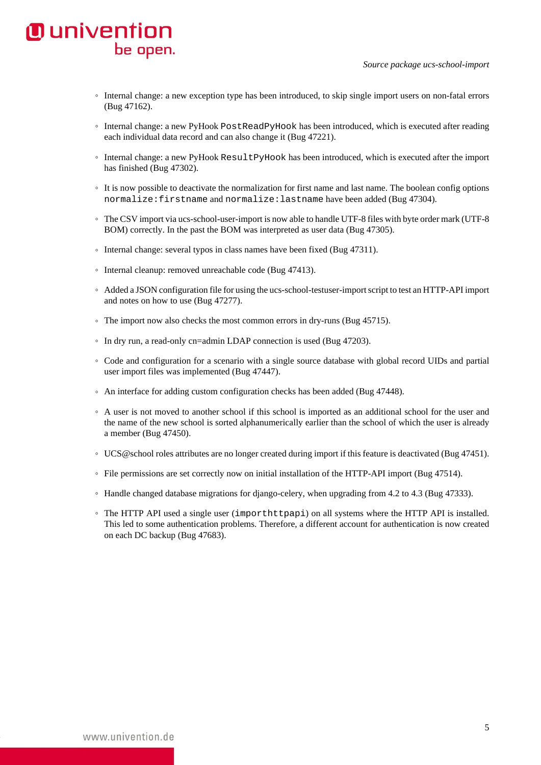- Internal change: a new exception type has been introduced, to skip single import users on non-fatal errors (Bug 47162).
- Internal change: a new PyHook `PostReadPyHook` has been introduced, which is executed after reading each individual data record and can also change it (Bug 47221).
- Internal change: a new PyHook `ResultPyHook` has been introduced, which is executed after the import has finished (Bug 47302).
- It is now possible to deactivate the normalization for first name and last name. The boolean config options `normalize:firstname` and `normalize:lastname` have been added (Bug 47304).
- The CSV import via ucs-school-user-import is now able to handle UTF-8 files with byte order mark (UTF-8 BOM) correctly. In the past the BOM was interpreted as user data (Bug 47305).
- Internal change: several typos in class names have been fixed (Bug 47311).
- Internal cleanup: removed unreachable code (Bug 47413).
- Added a JSON configuration file for using the ucs-school-testuser-import script to test an HTTP-API import and notes on how to use (Bug 47277).
- The import now also checks the most common errors in dry-runs (Bug 45715).
- In dry run, a read-only cn=admin LDAP connection is used (Bug 47203).
- Code and configuration for a scenario with a single source database with global record UIDs and partial user import files was implemented (Bug 47447).
- An interface for adding custom configuration checks has been added (Bug 47448).
- A user is not moved to another school if this school is imported as an additional school for the user and the name of the new school is sorted alphanumerically earlier than the school of which the user is already a member (Bug 47450).
- UCS@school roles attributes are no longer created during import if this feature is deactivated (Bug 47451).
- File permissions are set correctly now on initial installation of the HTTP-API import (Bug 47514).
- Handle changed database migrations for django-celery, when upgrading from 4.2 to 4.3 (Bug 47333).
- The HTTP API used a single user (`importhttpapi`) on all systems where the HTTP API is installed. This led to some authentication problems. Therefore, a different account for authentication is now created on each DC backup (Bug 47683).